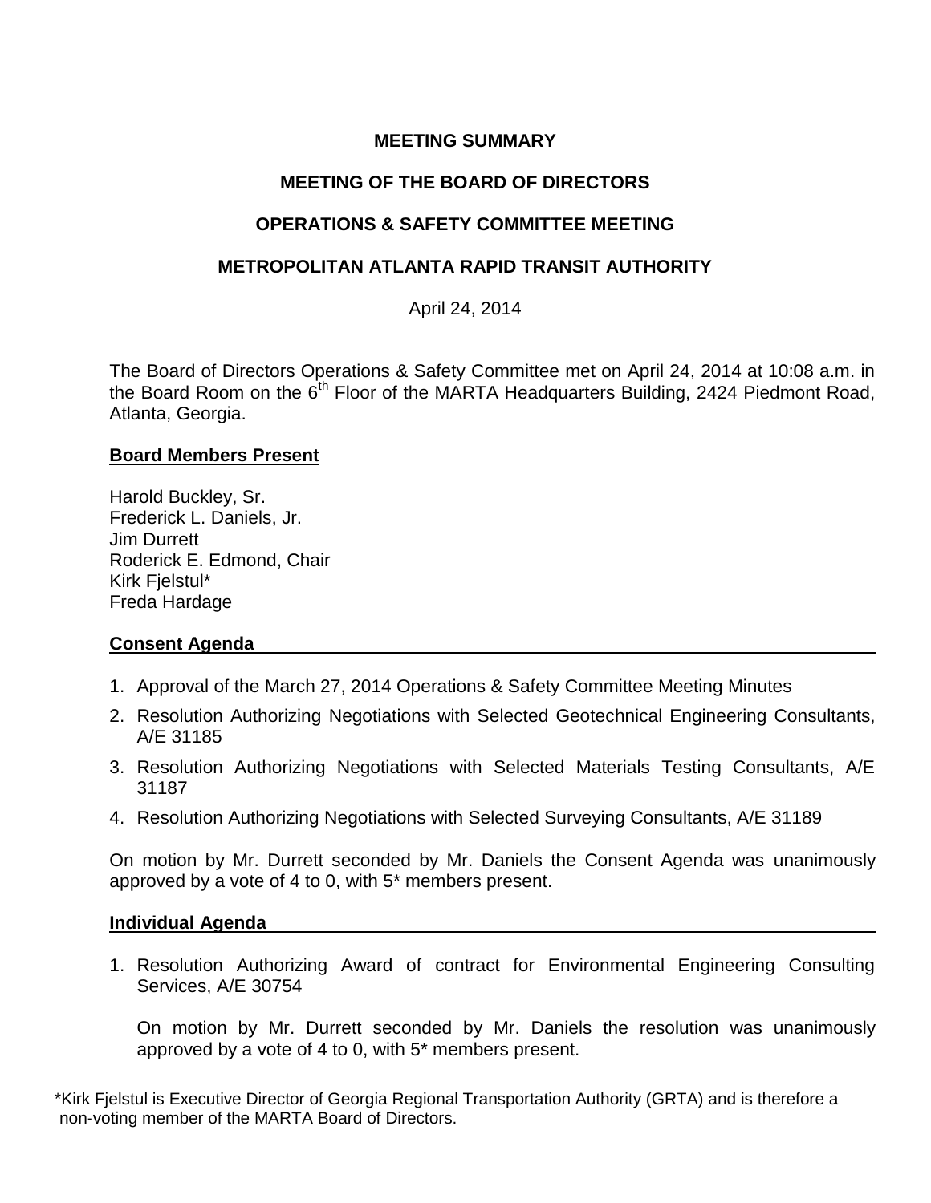**MEETING SUMMARY**

**MEETING OF THE BOARD OF DIRECTORS**

**OPERATIONS & SAFETY COMMITTEE MEETING**

**METROPOLITAN ATLANTA RAPID TRANSIT AUTHORITY**

April 24, 2014

The Board of Directors Operations & Safety Committee met on April 24, 2014 at 10:08 a.m. in the Board Room on the 6th Floor of the MARTA Headquarters Building, 2424 Piedmont Road, Atlanta, Georgia.

**Board Members Present**

Harold Buckley, Sr.
Frederick L. Daniels, Jr.
Jim Durrett
Roderick E. Edmond, Chair
Kirk Fjelstul*
Freda Hardage

**Consent Agenda**

1. Approval of the March 27, 2014 Operations & Safety Committee Meeting Minutes
2. Resolution Authorizing Negotiations with Selected Geotechnical Engineering Consultants, A/E 31185
3. Resolution Authorizing Negotiations with Selected Materials Testing Consultants, A/E 31187
4. Resolution Authorizing Negotiations with Selected Surveying Consultants, A/E 31189

On motion by Mr. Durrett seconded by Mr. Daniels the Consent Agenda was unanimously approved by a vote of 4 to 0, with 5* members present.

**Individual Agenda**

1. Resolution Authorizing Award of contract for Environmental Engineering Consulting Services, A/E 30754

   On motion by Mr. Durrett seconded by Mr. Daniels the resolution was unanimously approved by a vote of 4 to 0, with 5* members present.

*Kirk Fjelstul is Executive Director of Georgia Regional Transportation Authority (GRTA) and is therefore a non-voting member of the MARTA Board of Directors.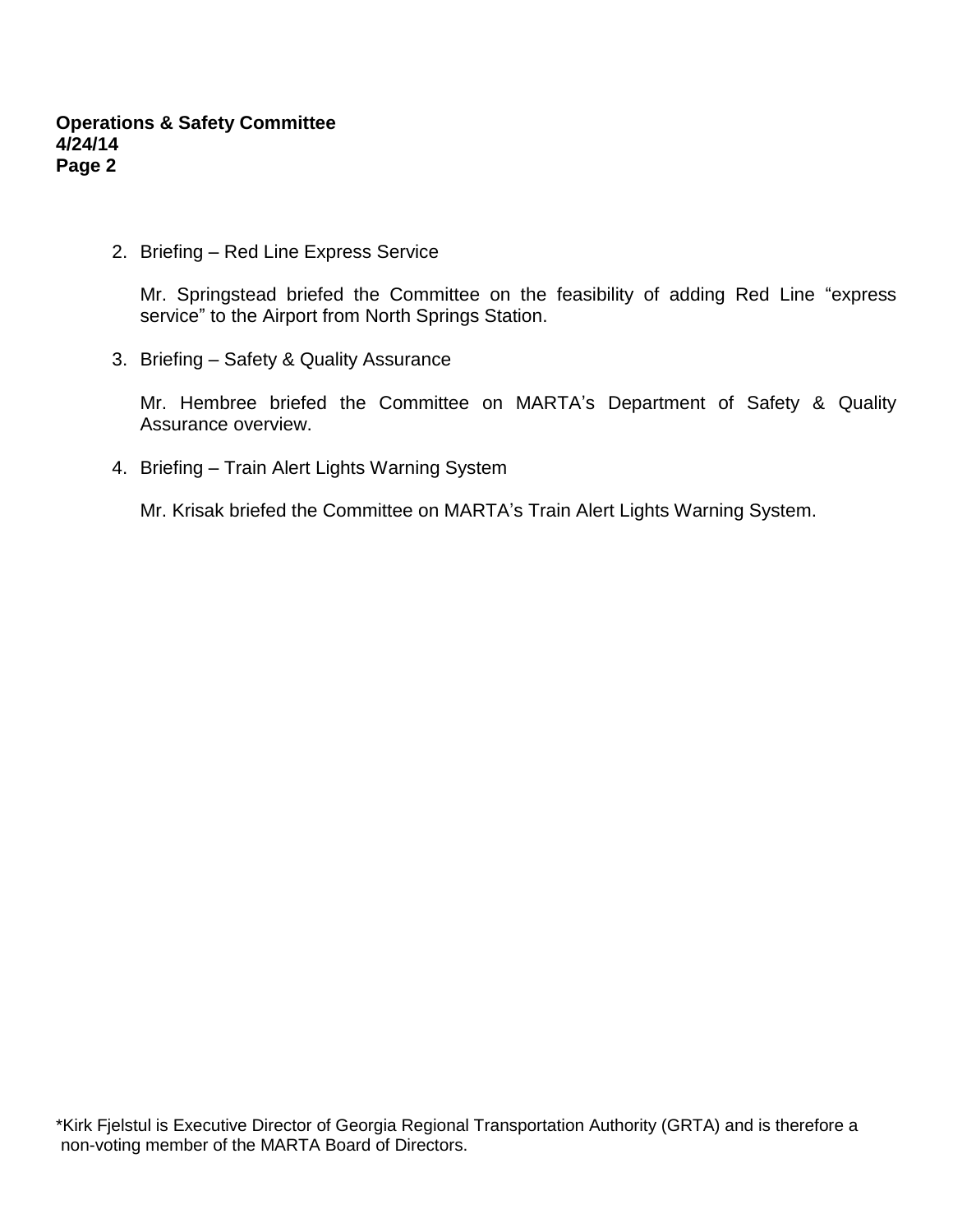2. Briefing – Red Line Express Service

   Mr. Springstead briefed the Committee on the feasibility of adding Red Line "express service" to the Airport from North Springs Station.

3. Briefing – Safety & Quality Assurance

   Mr. Hembree briefed the Committee on MARTA's Department of Safety & Quality Assurance overview.

4. Briefing – Train Alert Lights Warning System

   Mr. Krisak briefed the Committee on MARTA's Train Alert Lights Warning System.

*Kirk Fjelstul is Executive Director of Georgia Regional Transportation Authority (GRTA) and is therefore a non-voting member of the MARTA Board of Directors.